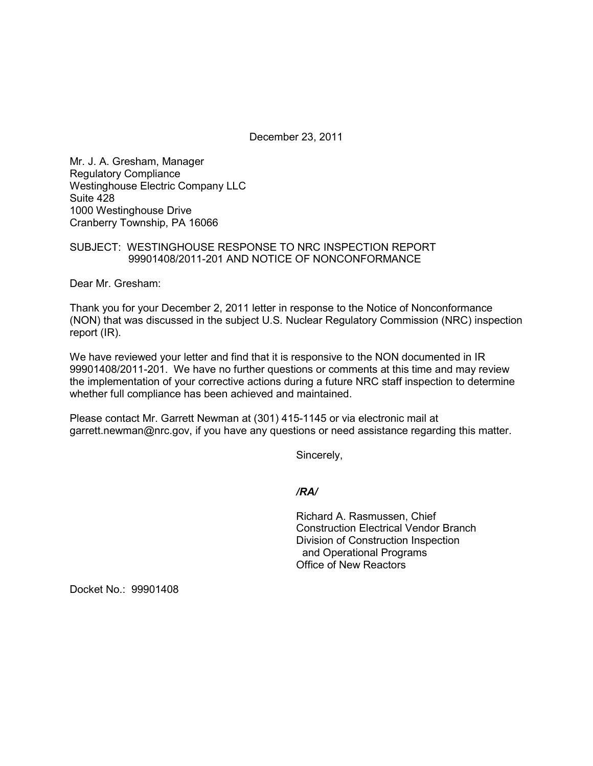December 23, 2011

Mr. J. A. Gresham, Manager  
Regulatory Compliance  
Westinghouse Electric Company LLC  
Suite 428  
1000 Westinghouse Drive  
Cranberry Township, PA 16066

SUBJECT: WESTINGHOUSE RESPONSE TO NRC INSPECTION REPORT 99901408/2011-201 AND NOTICE OF NONCONFORMANCE

Dear Mr. Gresham:

Thank you for your December 2, 2011 letter in response to the Notice of Nonconformance (NON) that was discussed in the subject U.S. Nuclear Regulatory Commission (NRC) inspection report (IR).

We have reviewed your letter and find that it is responsive to the NON documented in IR 99901408/2011-201. We have no further questions or comments at this time and may review the implementation of your corrective actions during a future NRC staff inspection to determine whether full compliance has been achieved and maintained.

Please contact Mr. Garrett Newman at (301) 415-1145 or via electronic mail at garrett.newman@nrc.gov, if you have any questions or need assistance regarding this matter.

Sincerely,

***/RA/***

Richard A. Rasmussen, Chief  
Construction Electrical Vendor Branch  
Division of Construction Inspection  
and Operational Programs  
Office of New Reactors

Docket No.: 99901408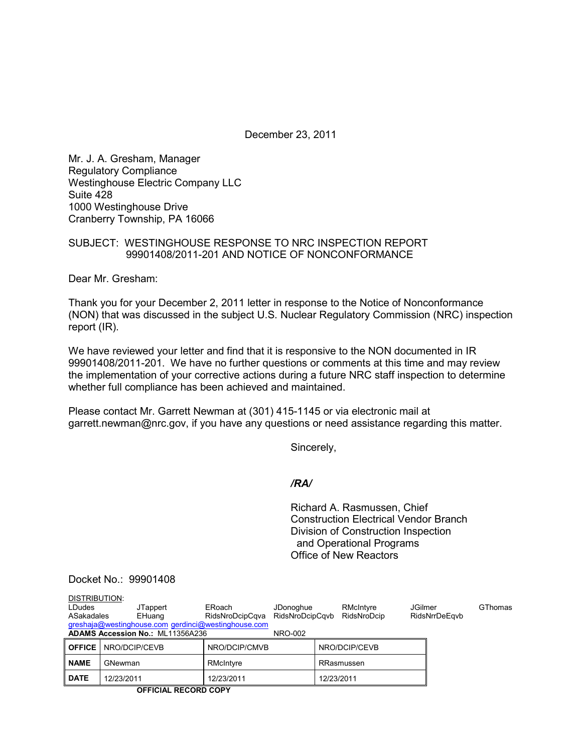December 23, 2011

Mr. J. A. Gresham, Manager
Regulatory Compliance
Westinghouse Electric Company LLC
Suite 428
1000 Westinghouse Drive
Cranberry Township, PA 16066

SUBJECT: WESTINGHOUSE RESPONSE TO NRC INSPECTION REPORT 99901408/2011-201 AND NOTICE OF NONCONFORMANCE

Dear Mr. Gresham:

Thank you for your December 2, 2011 letter in response to the Notice of Nonconformance (NON) that was discussed in the subject U.S. Nuclear Regulatory Commission (NRC) inspection report (IR).

We have reviewed your letter and find that it is responsive to the NON documented in IR 99901408/2011-201. We have no further questions or comments at this time and may review the implementation of your corrective actions during a future NRC staff inspection to determine whether full compliance has been achieved and maintained.

Please contact Mr. Garrett Newman at (301) 415-1145 or via electronic mail at garrett.newman@nrc.gov, if you have any questions or need assistance regarding this matter.

Sincerely,

*/RA/*

Richard A. Rasmussen, Chief
Construction Electrical Vendor Branch
Division of Construction Inspection
and Operational Programs
Office of New Reactors

Docket No.: 99901408

DISTRIBUTION:
LDudes JTappert ERoach JDonoghue RMcIntyre JGilmer GThomas
ASakadales EHuang RidsNroDcipCqva RidsNroDcipCqvb RidsNroDcip RidsNrrDeEqvb
greshaja@westinghouse.com gerdinci@westinghouse.com

**ADAMS Accession No.:** ML11356A236 NRO-002

| **OFFICE** | NRO/DCIP/CEVB | NRO/DCIP/CMVB | NRO/DCIP/CEVB |
|---|---|---|---|
| **NAME** | GNewman | RMcIntyre | RRasmussen |
| **DATE** | 12/23/2011 | 12/23/2011 | 12/23/2011 |

**OFFICIAL RECORD COPY**